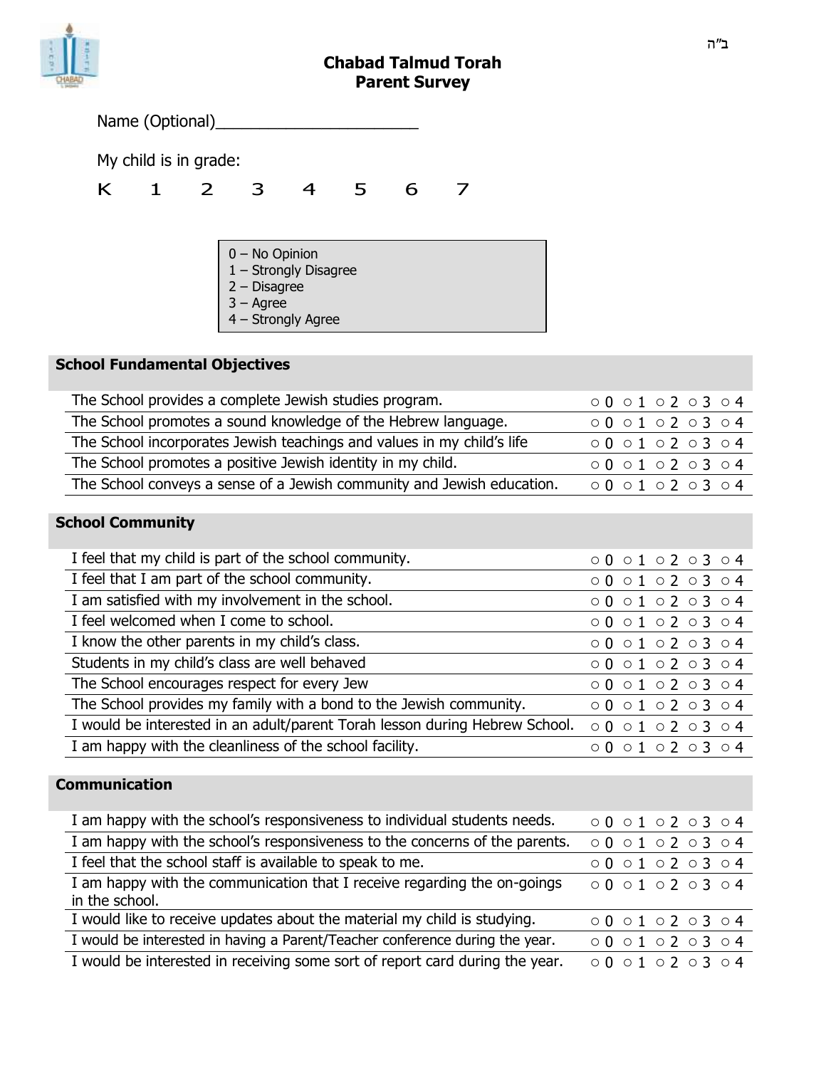ב"ה

# Chabad Talmud Torah
## Parent Survey

Name (Optional)______________________

My child is in grade:

K    1    2    3    4    5    6    7

0 – No Opinion
1 – Strongly Disagree
2 – Disagree
3 – Agree
4 – Strongly Agree

### School Fundamental Objectives

| | |
|---|---|
| The School provides a complete Jewish studies program. | ○ 0 ○ 1 ○ 2 ○ 3 ○ 4 |
| The School promotes a sound knowledge of the Hebrew language. | ○ 0 ○ 1 ○ 2 ○ 3 ○ 4 |
| The School incorporates Jewish teachings and values in my child's life | ○ 0 ○ 1 ○ 2 ○ 3 ○ 4 |
| The School promotes a positive Jewish identity in my child. | ○ 0 ○ 1 ○ 2 ○ 3 ○ 4 |
| The School conveys a sense of a Jewish community and Jewish education. | ○ 0 ○ 1 ○ 2 ○ 3 ○ 4 |

### School Community

| | |
|---|---|
| I feel that my child is part of the school community. | ○ 0 ○ 1 ○ 2 ○ 3 ○ 4 |
| I feel that I am part of the school community. | ○ 0 ○ 1 ○ 2 ○ 3 ○ 4 |
| I am satisfied with my involvement in the school. | ○ 0 ○ 1 ○ 2 ○ 3 ○ 4 |
| I feel welcomed when I come to school. | ○ 0 ○ 1 ○ 2 ○ 3 ○ 4 |
| I know the other parents in my child's class. | ○ 0 ○ 1 ○ 2 ○ 3 ○ 4 |
| Students in my child's class are well behaved | ○ 0 ○ 1 ○ 2 ○ 3 ○ 4 |
| The School encourages respect for every Jew | ○ 0 ○ 1 ○ 2 ○ 3 ○ 4 |
| The School provides my family with a bond to the Jewish community. | ○ 0 ○ 1 ○ 2 ○ 3 ○ 4 |
| I would be interested in an adult/parent Torah lesson during Hebrew School. | ○ 0 ○ 1 ○ 2 ○ 3 ○ 4 |
| I am happy with the cleanliness of the school facility. | ○ 0 ○ 1 ○ 2 ○ 3 ○ 4 |

### Communication

| | |
|---|---|
| I am happy with the school's responsiveness to individual students needs. | ○ 0 ○ 1 ○ 2 ○ 3 ○ 4 |
| I am happy with the school's responsiveness to the concerns of the parents. | ○ 0 ○ 1 ○ 2 ○ 3 ○ 4 |
| I feel that the school staff is available to speak to me. | ○ 0 ○ 1 ○ 2 ○ 3 ○ 4 |
| I am happy with the communication that I receive regarding the on-goings in the school. | ○ 0 ○ 1 ○ 2 ○ 3 ○ 4 |
| I would like to receive updates about the material my child is studying. | ○ 0 ○ 1 ○ 2 ○ 3 ○ 4 |
| I would be interested in having a Parent/Teacher conference during the year. | ○ 0 ○ 1 ○ 2 ○ 3 ○ 4 |
| I would be interested in receiving some sort of report card during the year. | ○ 0 ○ 1 ○ 2 ○ 3 ○ 4 |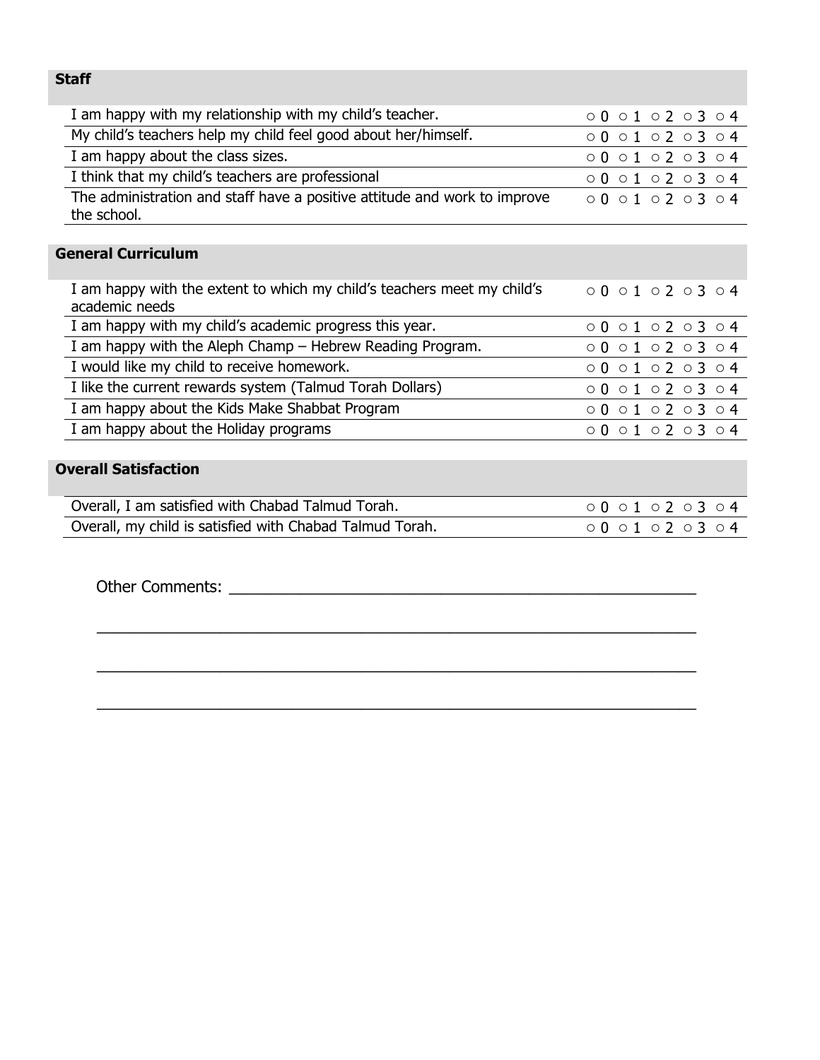## Staff

| | |
|---|---|
| I am happy with my relationship with my child's teacher. | ○ 0 ○ 1 ○ 2 ○ 3 ○ 4 |
| My child's teachers help my child feel good about her/himself. | ○ 0 ○ 1 ○ 2 ○ 3 ○ 4 |
| I am happy about the class sizes. | ○ 0 ○ 1 ○ 2 ○ 3 ○ 4 |
| I think that my child's teachers are professional | ○ 0 ○ 1 ○ 2 ○ 3 ○ 4 |
| The administration and staff have a positive attitude and work to improve the school. | ○ 0 ○ 1 ○ 2 ○ 3 ○ 4 |

## General Curriculum

| | |
|---|---|
| I am happy with the extent to which my child's teachers meet my child's academic needs | ○ 0 ○ 1 ○ 2 ○ 3 ○ 4 |
| I am happy with my child's academic progress this year. | ○ 0 ○ 1 ○ 2 ○ 3 ○ 4 |
| I am happy with the Aleph Champ – Hebrew Reading Program. | ○ 0 ○ 1 ○ 2 ○ 3 ○ 4 |
| I would like my child to receive homework. | ○ 0 ○ 1 ○ 2 ○ 3 ○ 4 |
| I like the current rewards system (Talmud Torah Dollars) | ○ 0 ○ 1 ○ 2 ○ 3 ○ 4 |
| I am happy about the Kids Make Shabbat Program | ○ 0 ○ 1 ○ 2 ○ 3 ○ 4 |
| I am happy about the Holiday programs | ○ 0 ○ 1 ○ 2 ○ 3 ○ 4 |

## Overall Satisfaction

| | |
|---|---|
| Overall, I am satisfied with Chabad Talmud Torah. | ○ 0 ○ 1 ○ 2 ○ 3 ○ 4 |
| Overall, my child is satisfied with Chabad Talmud Torah. | ○ 0 ○ 1 ○ 2 ○ 3 ○ 4 |

Other Comments: ____________________________________________________

____________________________________________________________________

____________________________________________________________________

____________________________________________________________________